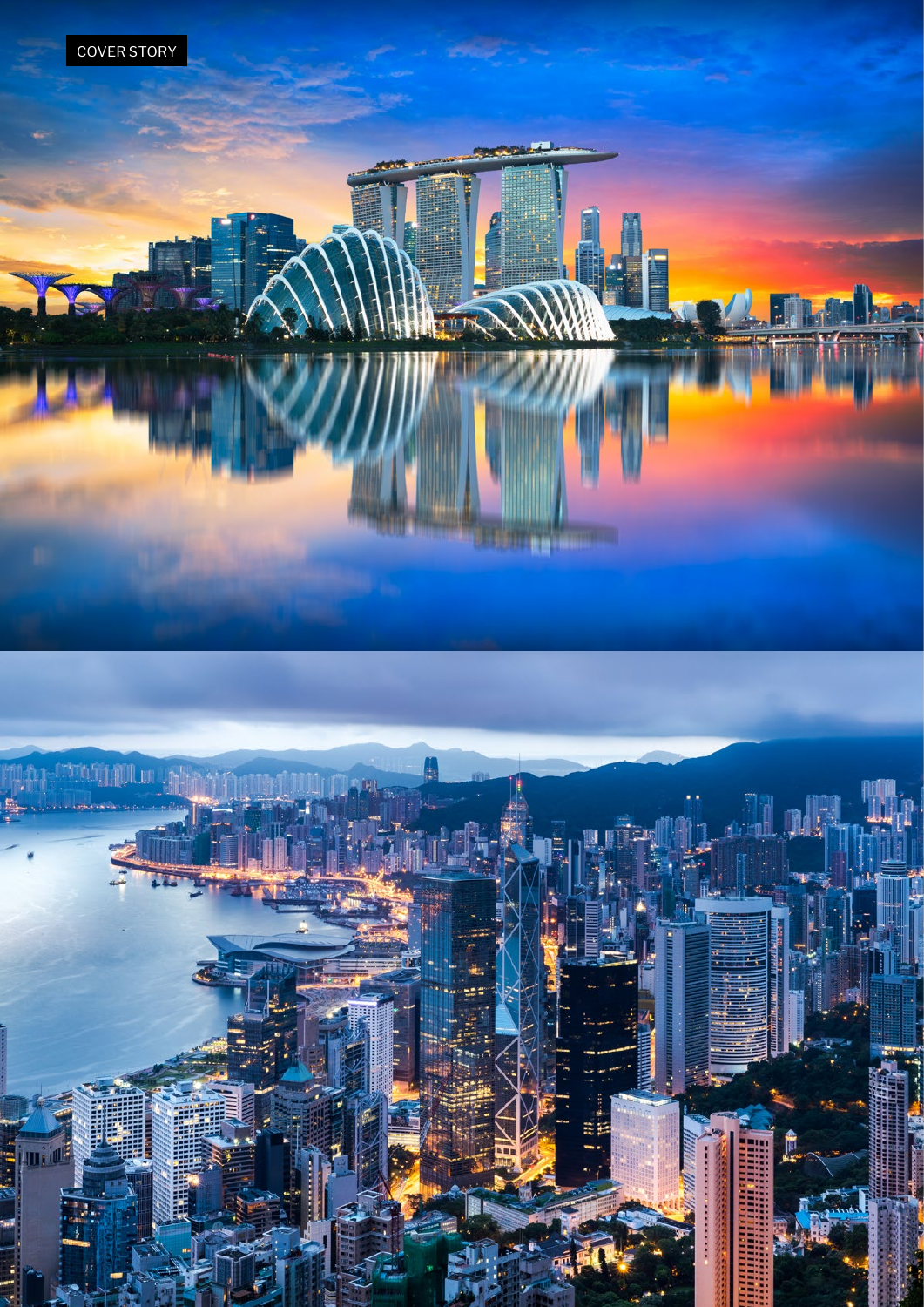COVER STORY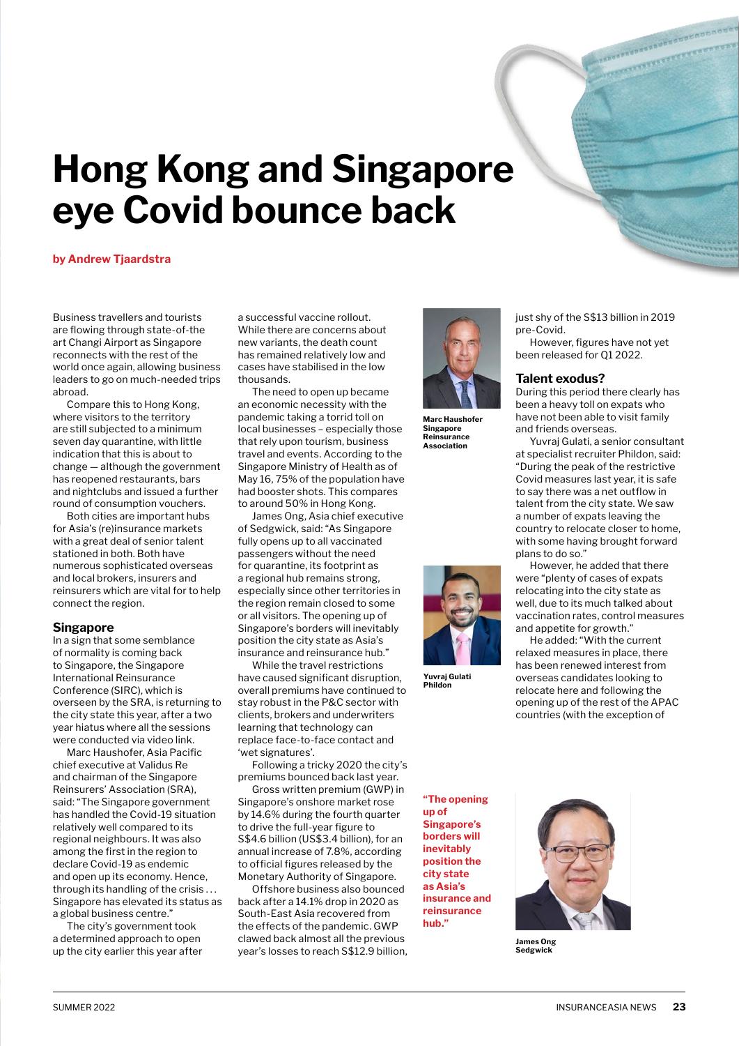# Hong Kong and Singapore eye Covid bounce back

**by Andrew Tjaardstra**

Business travellers and tourists are flowing through state-of-the-art Changi Airport as Singapore reconnects with the rest of the world once again, allowing business leaders to go on much-needed trips abroad.

Compare this to Hong Kong, where visitors to the territory are still subjected to a minimum seven day quarantine, with little indication that this is about to change — although the government has reopened restaurants, bars and nightclubs and issued a further round of consumption vouchers.

Both cities are important hubs for Asia's (re)insurance markets with a great deal of senior talent stationed in both. Both have numerous sophisticated overseas and local brokers, insurers and reinsurers which are vital for to help connect the region.

## Singapore

In a sign that some semblance of normality is coming back to Singapore, the Singapore International Reinsurance Conference (SIRC), which is overseen by the SRA, is returning to the city state this year, after a two year hiatus where all the sessions were conducted via video link.

Marc Haushofer, Asia Pacific chief executive at Validus Re and chairman of the Singapore Reinsurers' Association (SRA), said: "The Singapore government has handled the Covid-19 situation relatively well compared to its regional neighbours. It was also among the first in the region to declare Covid-19 as endemic and open up its economy. Hence, through its handling of the crisis . . . Singapore has elevated its status as a global business centre."

The city's government took a determined approach to open up the city earlier this year after a successful vaccine rollout. While there are concerns about new variants, the death count has remained relatively low and cases have stabilised in the low thousands.

The need to open up became an economic necessity with the pandemic taking a torrid toll on local businesses – especially those that rely upon tourism, business travel and events. According to the Singapore Ministry of Health as of May 16, 75% of the population have had booster shots. This compares to around 50% in Hong Kong.

James Ong, Asia chief executive of Sedgwick, said: "As Singapore fully opens up to all vaccinated passengers without the need for quarantine, its footprint as a regional hub remains strong, especially since other territories in the region remain closed to some or all visitors. The opening up of Singapore's borders will inevitably position the city state as Asia's insurance and reinsurance hub."

While the travel restrictions have caused significant disruption, overall premiums have continued to stay robust in the P&C sector with clients, brokers and underwriters learning that technology can replace face-to-face contact and 'wet signatures'.

Following a tricky 2020 the city's premiums bounced back last year.

Gross written premium (GWP) in Singapore's onshore market rose by 14.6% during the fourth quarter to drive the full-year figure to S$4.6 billion (US$3.4 billion), for an annual increase of 7.8%, according to official figures released by the Monetary Authority of Singapore.

Offshore business also bounced back after a 14.1% drop in 2020 as South-East Asia recovered from the effects of the pandemic. GWP clawed back almost all the previous year's losses to reach S$12.9 billion, just shy of the S$13 billion in 2019 pre-Covid.

However, figures have not yet been released for Q1 2022.

**Marc Haushofer**
**Singapore Reinsurance Association**

**Yuvraj Gulati**
**Phildon**

**"The opening up of Singapore's borders will inevitably position the city state as Asia's insurance and reinsurance hub."**

**James Ong**
**Sedgwick**

### Talent exodus?

During this period there clearly has been a heavy toll on expats who have not been able to visit family and friends overseas.

Yuvraj Gulati, a senior consultant at specialist recruiter Phildon, said: "During the peak of the restrictive Covid measures last year, it is safe to say there was a net outflow in talent from the city state. We saw a number of expats leaving the country to relocate closer to home, with some having brought forward plans to do so."

However, he added that there were "plenty of cases of expats relocating into the city state as well, due to its much talked about vaccination rates, control measures and appetite for growth."

He added: "With the current relaxed measures in place, there has been renewed interest from overseas candidates looking to relocate here and following the opening up of the rest of the APAC countries (with the exception of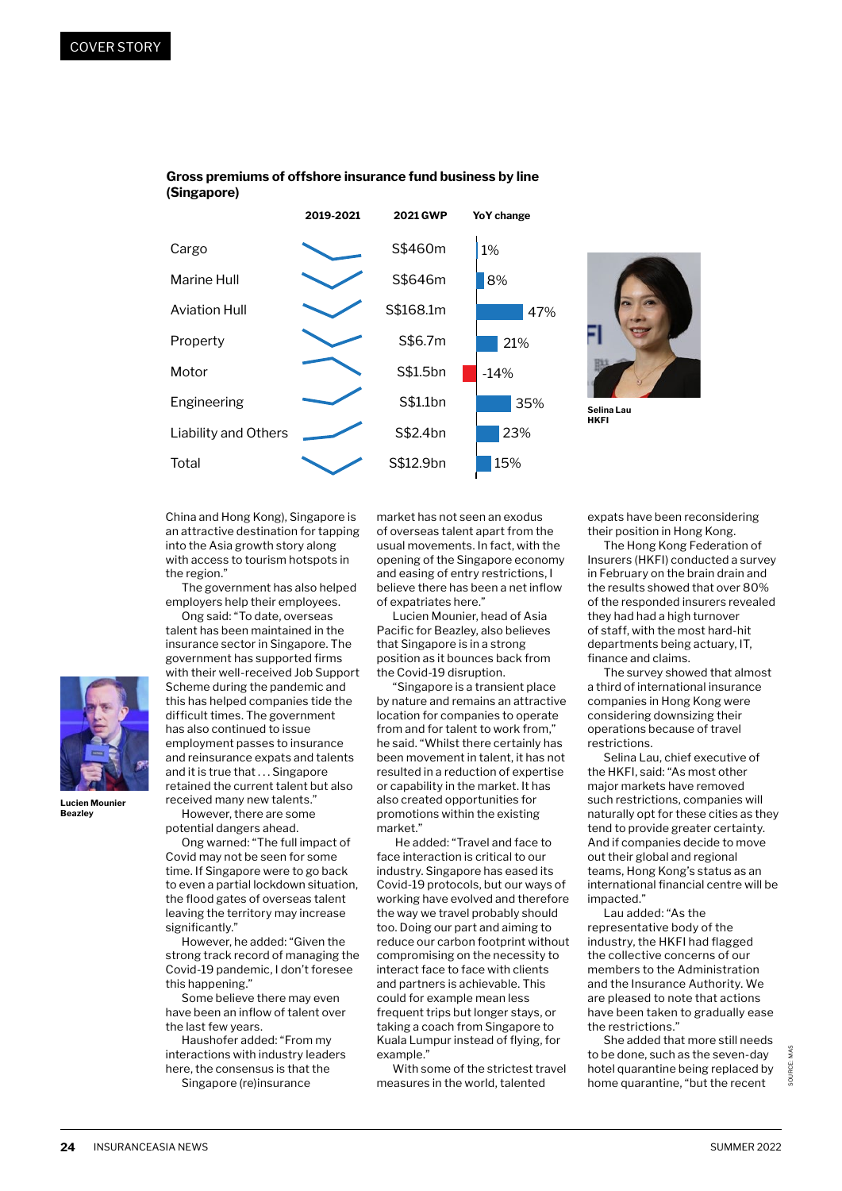**Gross premiums of offshore insurance fund business by line (Singapore)**

| | 2019-2021 | 2021 GWP | YoY change |
|---|---|---|---|
| Cargo | | S$460m | 1% |
| Marine Hull | | S$646m | 8% |
| Aviation Hull | | S$168.1m | 47% |
| Property | | S$6.7m | 21% |
| Motor | | S$1.5bn | -14% |
| Engineering | | S$1.1bn | 35% |
| Liability and Others | | S$2.4bn | 23% |
| Total | | S$12.9bn | 15% |

SOURCE: MAS

Selina Lau
HKFI

China and Hong Kong), Singapore is an attractive destination for tapping into the Asia growth story along with access to tourism hotspots in the region."

The government has also helped employers help their employees.

Ong said: "To date, overseas talent has been maintained in the insurance sector in Singapore. The government has supported firms with their well-received Job Support Scheme during the pandemic and this has helped companies tide the difficult times. The government has also continued to issue employment passes to insurance and reinsurance expats and talents and it is true that . . . Singapore retained the current talent but also received many new talents."

Lucien Mounier
Beazley

However, there are some potential dangers ahead.

Ong warned: "The full impact of Covid may not be seen for some time. If Singapore were to go back to even a partial lockdown situation, the flood gates of overseas talent leaving the territory may increase significantly."

However, he added: "Given the strong track record of managing the Covid-19 pandemic, I don't foresee this happening."

Some believe there may even have been an inflow of talent over the last few years.

Haushofer added: "From my interactions with industry leaders here, the consensus is that the Singapore (re)insurance market has not seen an exodus of overseas talent apart from the usual movements. In fact, with the opening of the Singapore economy and easing of entry restrictions, I believe there has been a net inflow of expatriates here."

Lucien Mounier, head of Asia Pacific for Beazley, also believes that Singapore is in a strong position as it bounces back from the Covid-19 disruption.

"Singapore is a transient place by nature and remains an attractive location for companies to operate from and for talent to work from," he said. "Whilst there certainly has been movement in talent, it has not resulted in a reduction of expertise or capability in the market. It has also created opportunities for promotions within the existing market."

He added: "Travel and face to face interaction is critical to our industry. Singapore has eased its Covid-19 protocols, but our ways of working have evolved and therefore the way we travel probably should too. Doing our part and aiming to reduce our carbon footprint without compromising on the necessity to interact face to face with clients and partners is achievable. This could for example mean less frequent trips but longer stays, or taking a coach from Singapore to Kuala Lumpur instead of flying, for example."

With some of the strictest travel measures in the world, talented expats have been reconsidering their position in Hong Kong.

The Hong Kong Federation of Insurers (HKFI) conducted a survey in February on the brain drain and the results showed that over 80% of the responded insurers revealed they had had a high turnover of staff, with the most hard-hit departments being actuary, IT, finance and claims.

The survey showed that almost a third of international insurance companies in Hong Kong were considering downsizing their operations because of travel restrictions.

Selina Lau, chief executive of the HKFI, said: "As most other major markets have removed such restrictions, companies will naturally opt for these cities as they tend to provide greater certainty. And if companies decide to move out their global and regional teams, Hong Kong's status as an international financial centre will be impacted."

Lau added: "As the representative body of the industry, the HKFI had flagged the collective concerns of our members to the Administration and the Insurance Authority. We are pleased to note that actions have been taken to gradually ease the restrictions."

She added that more still needs to be done, such as the seven-day hotel quarantine being replaced by home quarantine, "but the recent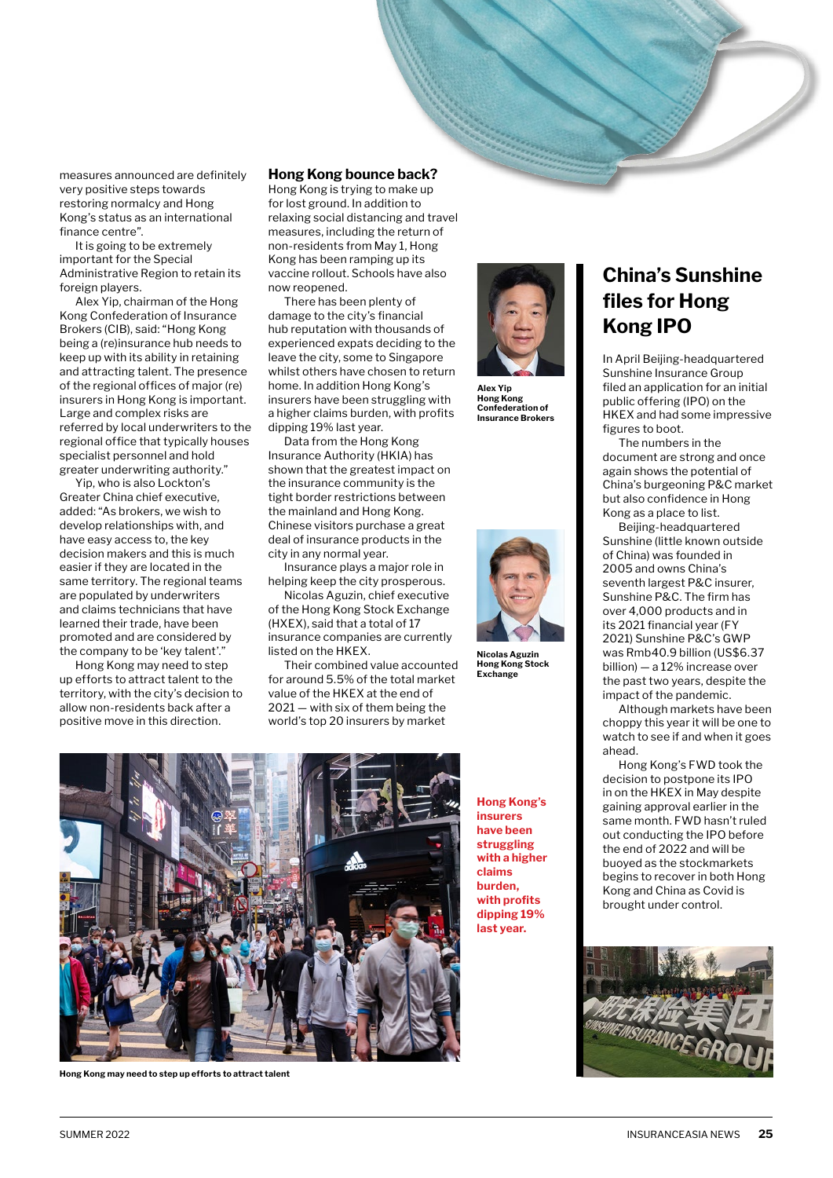measures announced are definitely very positive steps towards restoring normalcy and Hong Kong's status as an international finance centre".

It is going to be extremely important for the Special Administrative Region to retain its foreign players.

Alex Yip, chairman of the Hong Kong Confederation of Insurance Brokers (CIB), said: "Hong Kong being a (re)insurance hub needs to keep up with its ability in retaining and attracting talent. The presence of the regional offices of major (re) insurers in Hong Kong is important. Large and complex risks are referred by local underwriters to the regional office that typically houses specialist personnel and hold greater underwriting authority."

Yip, who is also Lockton's Greater China chief executive, added: "As brokers, we wish to develop relationships with, and have easy access to, the key decision makers and this is much easier if they are located in the same territory. The regional teams are populated by underwriters and claims technicians that have learned their trade, have been promoted and are considered by the company to be 'key talent'."

Hong Kong may need to step up efforts to attract talent to the territory, with the city's decision to allow non-residents back after a positive move in this direction.

## Hong Kong bounce back?

Hong Kong is trying to make up for lost ground. In addition to relaxing social distancing and travel measures, including the return of non-residents from May 1, Hong Kong has been ramping up its vaccine rollout. Schools have also now reopened.

There has been plenty of damage to the city's financial hub reputation with thousands of experienced expats deciding to the leave the city, some to Singapore whilst others have chosen to return home. In addition Hong Kong's insurers have been struggling with a higher claims burden, with profits dipping 19% last year.

Data from the Hong Kong Insurance Authority (HKIA) has shown that the greatest impact on the insurance community is the tight border restrictions between the mainland and Hong Kong. Chinese visitors purchase a great deal of insurance products in the city in any normal year.

Insurance plays a major role in helping keep the city prosperous.

Nicolas Aguzin, chief executive of the Hong Kong Stock Exchange (HXEX), said that a total of 17 insurance companies are currently listed on the HKEX.

Their combined value accounted for around 5.5% of the total market value of the HKEX at the end of 2021 — with six of them being the world's top 20 insurers by market

**Alex Yip**
**Hong Kong Confederation of Insurance Brokers**

**Nicolas Aguzin**
**Hong Kong Stock Exchange**

**Hong Kong's insurers have been struggling with a higher claims burden, with profits dipping 19% last year.**

**Hong Kong may need to step up efforts to attract talent**

## China's Sunshine files for Hong Kong IPO

In April Beijing-headquartered Sunshine Insurance Group filed an application for an initial public offering (IPO) on the HKEX and had some impressive figures to boot.

The numbers in the document are strong and once again shows the potential of China's burgeoning P&C market but also confidence in Hong Kong as a place to list.

Beijing-headquartered Sunshine (little known outside of China) was founded in 2005 and owns China's seventh largest P&C insurer, Sunshine P&C. The firm has over 4,000 products and in its 2021 financial year (FY 2021) Sunshine P&C's GWP was Rmb40.9 billion (US$6.37 billion) — a 12% increase over the past two years, despite the impact of the pandemic.

Although markets have been choppy this year it will be one to watch to see if and when it goes ahead.

Hong Kong's FWD took the decision to postpone its IPO in on the HKEX in May despite gaining approval earlier in the same month. FWD hasn't ruled out conducting the IPO before the end of 2022 and will be buoyed as the stockmarkets begins to recover in both Hong Kong and China as Covid is brought under control.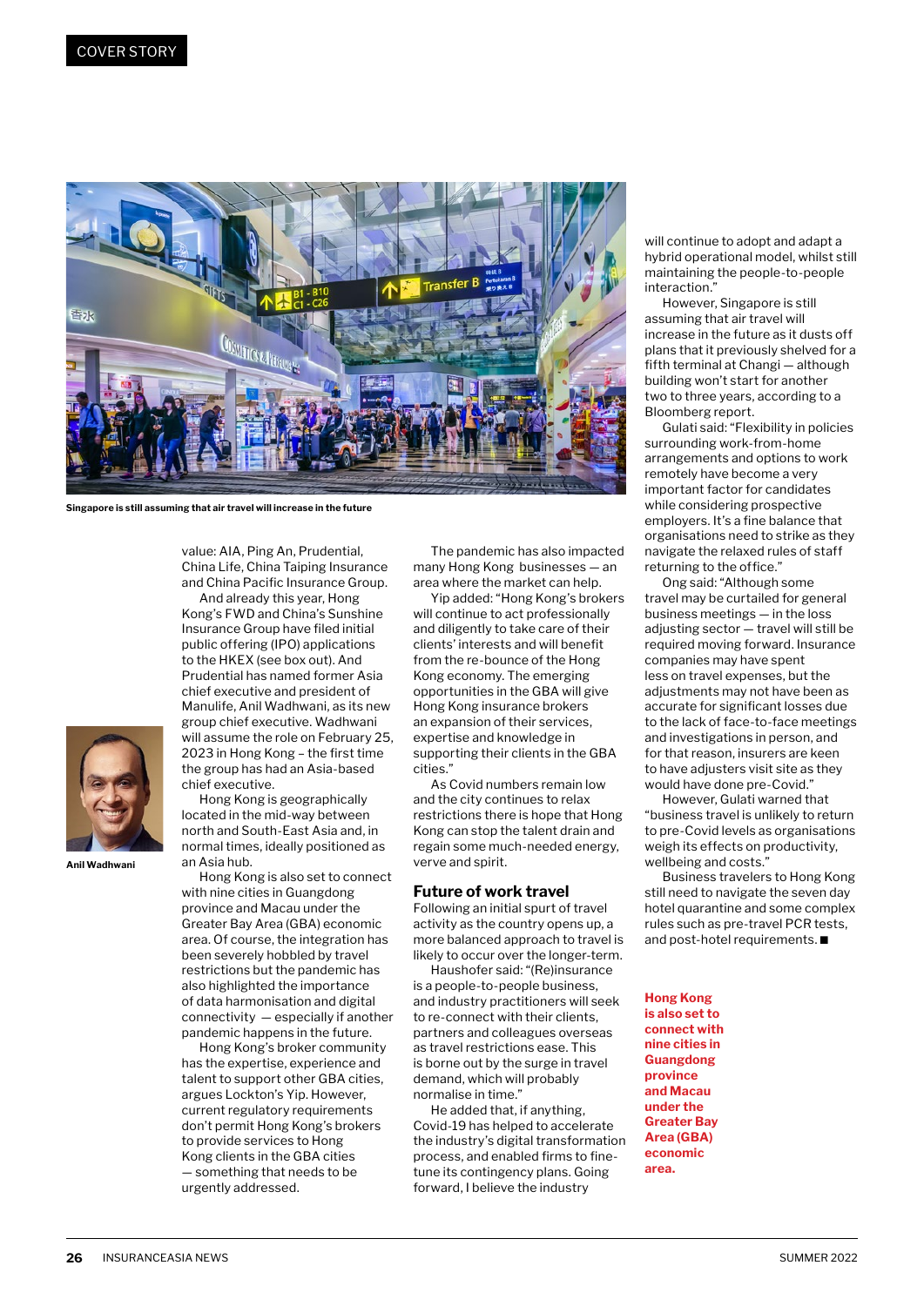Singapore is still assuming that air travel will increase in the future

value: AIA, Ping An, Prudential, China Life, China Taiping Insurance and China Pacific Insurance Group.

And already this year, Hong Kong's FWD and China's Sunshine Insurance Group have filed initial public offering (IPO) applications to the HKEX (see box out). And Prudential has named former Asia chief executive and president of Manulife, Anil Wadhwani, as its new group chief executive. Wadhwani will assume the role on February 25, 2023 in Hong Kong – the first time the group has had an Asia-based chief executive.

Anil Wadhwani

Hong Kong is geographically located in the mid-way between north and South-East Asia and, in normal times, ideally positioned as an Asia hub.

Hong Kong is also set to connect with nine cities in Guangdong province and Macau under the Greater Bay Area (GBA) economic area. Of course, the integration has been severely hobbled by travel restrictions but the pandemic has also highlighted the importance of data harmonisation and digital connectivity — especially if another pandemic happens in the future.

Hong Kong's broker community has the expertise, experience and talent to support other GBA cities, argues Lockton's Yip. However, current regulatory requirements don't permit Hong Kong's brokers to provide services to Hong Kong clients in the GBA cities — something that needs to be urgently addressed.

The pandemic has also impacted many Hong Kong businesses — an area where the market can help.

Yip added: "Hong Kong's brokers will continue to act professionally and diligently to take care of their clients' interests and will benefit from the re-bounce of the Hong Kong economy. The emerging opportunities in the GBA will give Hong Kong insurance brokers an expansion of their services, expertise and knowledge in supporting their clients in the GBA cities."

As Covid numbers remain low and the city continues to relax restrictions there is hope that Hong Kong can stop the talent drain and regain some much-needed energy, verve and spirit.

## Future of work travel

Following an initial spurt of travel activity as the country opens up, a more balanced approach to travel is likely to occur over the longer-term.

Haushofer said: "(Re)insurance is a people-to-people business, and industry practitioners will seek to re-connect with their clients, partners and colleagues overseas as travel restrictions ease. This is borne out by the surge in travel demand, which will probably normalise in time."

He added that, if anything, Covid-19 has helped to accelerate the industry's digital transformation process, and enabled firms to fine-tune its contingency plans. Going forward, I believe the industry will continue to adopt and adapt a hybrid operational model, whilst still maintaining the people-to-people interaction."

However, Singapore is still assuming that air travel will increase in the future as it dusts off plans that it previously shelved for a fifth terminal at Changi — although building won't start for another two to three years, according to a Bloomberg report.

Gulati said: "Flexibility in policies surrounding work-from-home arrangements and options to work remotely have become a very important factor for candidates while considering prospective employers. It's a fine balance that organisations need to strike as they navigate the relaxed rules of staff returning to the office."

Ong said: "Although some travel may be curtailed for general business meetings — in the loss adjusting sector — travel will still be required moving forward. Insurance companies may have spent less on travel expenses, but the adjustments may not have been as accurate for significant losses due to the lack of face-to-face meetings and investigations in person, and for that reason, insurers are keen to have adjusters visit site as they would have done pre-Covid."

However, Gulati warned that "business travel is unlikely to return to pre-Covid levels as organisations weigh its effects on productivity, wellbeing and costs."

Business travelers to Hong Kong still need to navigate the seven day hotel quarantine and some complex rules such as pre-travel PCR tests, and post-hotel requirements. ■

**Hong Kong is also set to connect with nine cities in Guangdong province and Macau under the Greater Bay Area (GBA) economic area.**